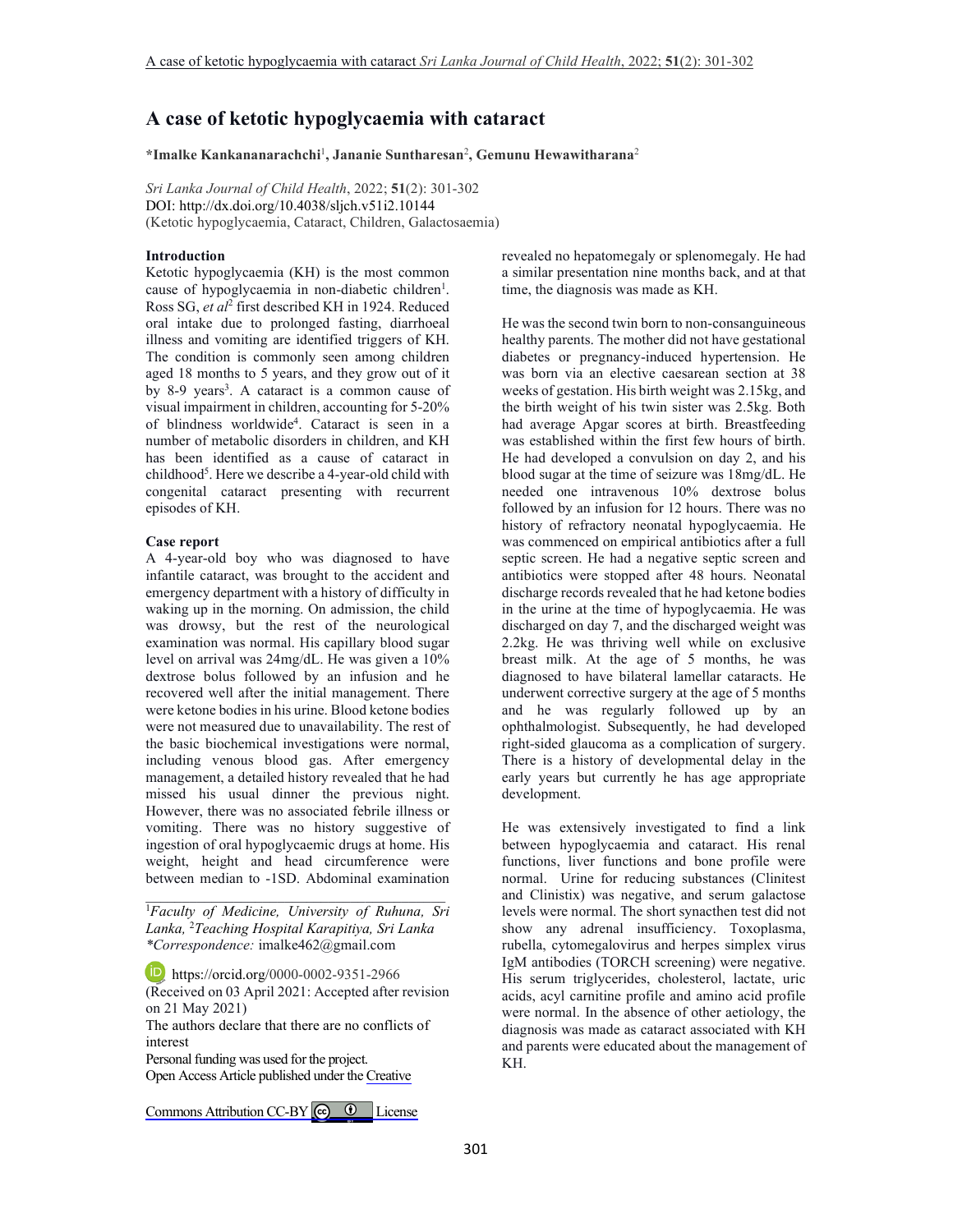# A case of ketotic hypoglycaemia with cataract

**\*Imalke Kankananarachchi[1], Jananie Suntharesan[2], Gemunu Hewawitharana[2]**

*Sri Lanka Journal of Child Health*, 2022; **51**(2): 301-302
DOI: http://dx.doi.org/10.4038/sljch.v51i2.10144
(Ketotic hypoglycaemia, Cataract, Children, Galactosaemia)

### Introduction

Ketotic hypoglycaemia (KH) is the most common cause of hypoglycaemia in non-diabetic children[1]. Ross SG, *et al*[2] first described KH in 1924. Reduced oral intake due to prolonged fasting, diarrhoeal illness and vomiting are identified triggers of KH. The condition is commonly seen among children aged 18 months to 5 years, and they grow out of it by 8-9 years[3]. A cataract is a common cause of visual impairment in children, accounting for 5-20% of blindness worldwide[4]. Cataract is seen in a number of metabolic disorders in children, and KH has been identified as a cause of cataract in childhood[5]. Here we describe a 4-year-old child with congenital cataract presenting with recurrent episodes of KH.

### Case report

A 4-year-old boy who was diagnosed to have infantile cataract, was brought to the accident and emergency department with a history of difficulty in waking up in the morning. On admission, the child was drowsy, but the rest of the neurological examination was normal. His capillary blood sugar level on arrival was 24mg/dL. He was given a 10% dextrose bolus followed by an infusion and he recovered well after the initial management. There were ketone bodies in his urine. Blood ketone bodies were not measured due to unavailability. The rest of the basic biochemical investigations were normal, including venous blood gas. After emergency management, a detailed history revealed that he had missed his usual dinner the previous night. However, there was no associated febrile illness or vomiting. There was no history suggestive of ingestion of oral hypoglycaemic drugs at home. His weight, height and head circumference were between median to -1SD. Abdominal examination revealed no hepatomegaly or splenomegaly. He had a similar presentation nine months back, and at that time, the diagnosis was made as KH.

He was the second twin born to non-consanguineous healthy parents. The mother did not have gestational diabetes or pregnancy-induced hypertension. He was born via an elective caesarean section at 38 weeks of gestation. His birth weight was 2.15kg, and the birth weight of his twin sister was 2.5kg. Both had average Apgar scores at birth. Breastfeeding was established within the first few hours of birth. He had developed a convulsion on day 2, and his blood sugar at the time of seizure was 18mg/dL. He needed one intravenous 10% dextrose bolus followed by an infusion for 12 hours. There was no history of refractory neonatal hypoglycaemia. He was commenced on empirical antibiotics after a full septic screen. He had a negative septic screen and antibiotics were stopped after 48 hours. Neonatal discharge records revealed that he had ketone bodies in the urine at the time of hypoglycaemia. He was discharged on day 7, and the discharged weight was 2.2kg. He was thriving well while on exclusive breast milk. At the age of 5 months, he was diagnosed to have bilateral lamellar cataracts. He underwent corrective surgery at the age of 5 months and he was regularly followed up by an ophthalmologist. Subsequently, he had developed right-sided glaucoma as a complication of surgery. There is a history of developmental delay in the early years but currently he has age appropriate development.

He was extensively investigated to find a link between hypoglycaemia and cataract. His renal functions, liver functions and bone profile were normal. Urine for reducing substances (Clinitest and Clinistix) was negative, and serum galactose levels were normal. The short synacthen test did not show any adrenal insufficiency. Toxoplasma, rubella, cytomegalovirus and herpes simplex virus IgM antibodies (TORCH screening) were negative. His serum triglycerides, cholesterol, lactate, uric acids, acyl carnitine profile and amino acid profile were normal. In the absence of other aetiology, the diagnosis was made as cataract associated with KH and parents were educated about the management of KH.

---

[1]*Faculty of Medicine, University of Ruhuna, Sri Lanka,* [2]*Teaching Hospital Karapitiya, Sri Lanka*
*\*Correspondence:* imalke462@gmail.com

https://orcid.org/0000-0002-9351-2966
(Received on 03 April 2021: Accepted after revision on 21 May 2021)
The authors declare that there are no conflicts of interest
Personal funding was used for the project.
Open Access Article published under the Creative Commons Attribution CC-BY License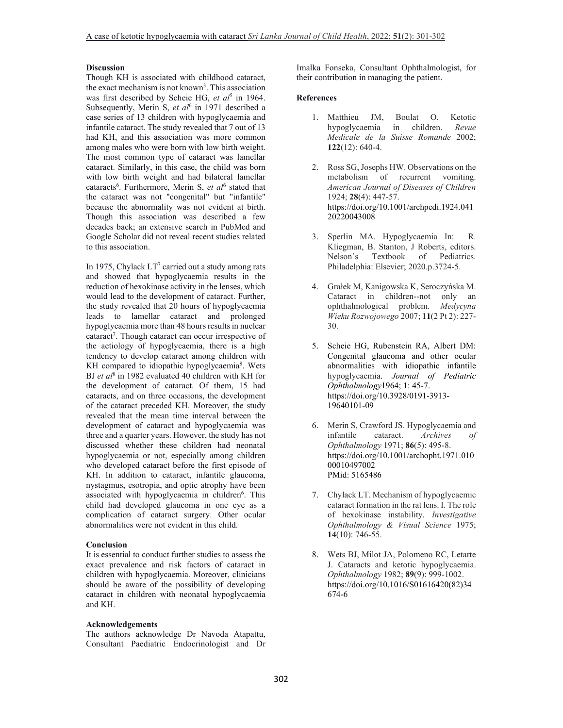## Discussion

Though KH is associated with childhood cataract, the exact mechanism is not known[3]. This association was first described by Scheie HG, *et al*[5] in 1964. Subsequently, Merin S, *et al*[6] in 1971 described a case series of 13 children with hypoglycaemia and infantile cataract. The study revealed that 7 out of 13 had KH, and this association was more common among males who were born with low birth weight. The most common type of cataract was lamellar cataract. Similarly, in this case, the child was born with low birth weight and had bilateral lamellar cataracts[6]. Furthermore, Merin S, *et al*[6] stated that the cataract was not "congenital" but "infantile" because the abnormality was not evident at birth. Though this association was described a few decades back; an extensive search in PubMed and Google Scholar did not reveal recent studies related to this association.

In 1975, Chylack LT[7] carried out a study among rats and showed that hypoglycaemia results in the reduction of hexokinase activity in the lenses, which would lead to the development of cataract. Further, the study revealed that 20 hours of hypoglycaemia leads to lamellar cataract and prolonged hypoglycaemia more than 48 hours results in nuclear cataract[7]. Though cataract can occur irrespective of the aetiology of hypoglycaemia, there is a high tendency to develop cataract among children with KH compared to idiopathic hypoglycaemia[8]. Wets BJ *et al*[8] in 1982 evaluated 40 children with KH for the development of cataract. Of them, 15 had cataracts, and on three occasions, the development of the cataract preceded KH. Moreover, the study revealed that the mean time interval between the development of cataract and hypoglycaemia was three and a quarter years. However, the study has not discussed whether these children had neonatal hypoglycaemia or not, especially among children who developed cataract before the first episode of KH. In addition to cataract, infantile glaucoma, nystagmus, esotropia, and optic atrophy have been associated with hypoglycaemia in children[6]. This child had developed glaucoma in one eye as a complication of cataract surgery. Other ocular abnormalities were not evident in this child.

## Conclusion

It is essential to conduct further studies to assess the exact prevalence and risk factors of cataract in children with hypoglycaemia. Moreover, clinicians should be aware of the possibility of developing cataract in children with neonatal hypoglycaemia and KH.

## Acknowledgements

The authors acknowledge Dr Navoda Atapattu, Consultant Paediatric Endocrinologist and Dr Imalka Fonseka, Consultant Ophthalmologist, for their contribution in managing the patient.

## References

1. Matthieu JM, Boulat O. Ketotic hypoglycaemia in children. *Revue Medicale de la Suisse Romande* 2002; **122**(12): 640-4.
2. Ross SG, Josephs HW. Observations on the metabolism of recurrent vomiting. *American Journal of Diseases of Children* 1924; **28**(4): 447-57. https://doi.org/10.1001/archpedi.1924.04120220043008
3. Sperlin MA. Hypoglycaemia In: R. Kliegman, B. Stanton, J Roberts, editors. Nelson's Textbook of Pediatrics. Philadelphia: Elsevier; 2020.p.3724-5.
4. Grałek M, Kanigowska K, Seroczyńska M. Cataract in children--not only an ophthalmological problem. *Medycyna Wieku Rozwojowego* 2007; **11**(2 Pt 2): 227-30.
5. Scheie HG, Rubenstein RA, Albert DM: Congenital glaucoma and other ocular abnormalities with idiopathic infantile hypoglycaemia. *Journal of Pediatric Ophthalmology*1964; **1**: 45-7. https://doi.org/10.3928/0191-3913-19640101-09
6. Merin S, Crawford JS. Hypoglycaemia and infantile cataract. *Archives of Ophthalmology* 1971; **86**(5): 495-8. https://doi.org/10.1001/archopht.1971.01000010497002 PMid: 5165486
7. Chylack LT. Mechanism of hypoglycaemic cataract formation in the rat lens. I. The role of hexokinase instability. *Investigative Ophthalmology & Visual Science* 1975; **14**(10): 746-55.
8. Wets BJ, Milot JA, Polomeno RC, Letarte J. Cataracts and ketotic hypoglycaemia. *Ophthalmology* 1982; **89**(9): 999-1002. https://doi.org/10.1016/S01616420(82)34674-6